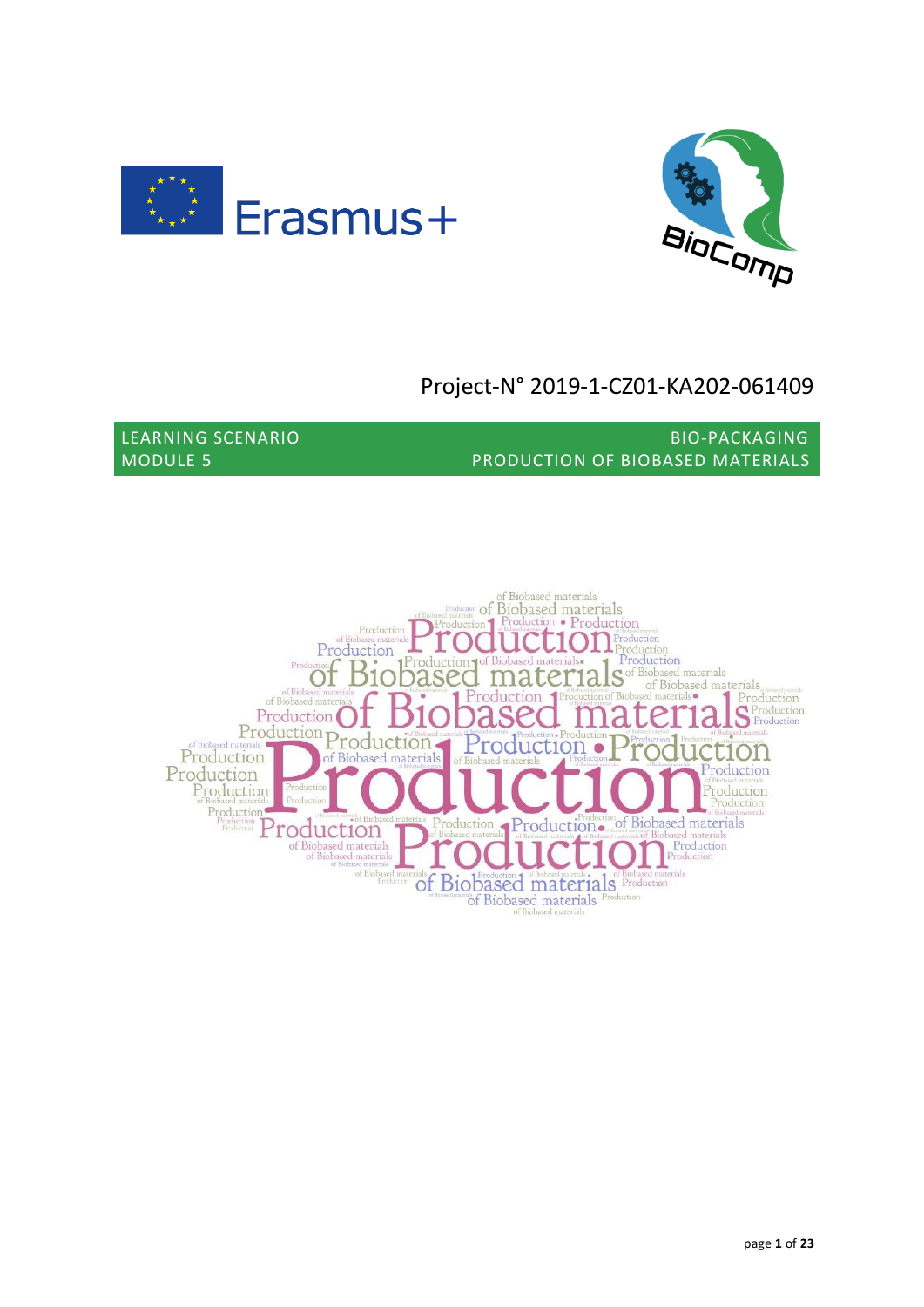Project-N° 2019-1-CZ01-KA202-061409

**LEARNING SCENARIO**
**MODULE 5**

**BIO-PACKAGING**
**PRODUCTION OF BIOBASED MATERIALS**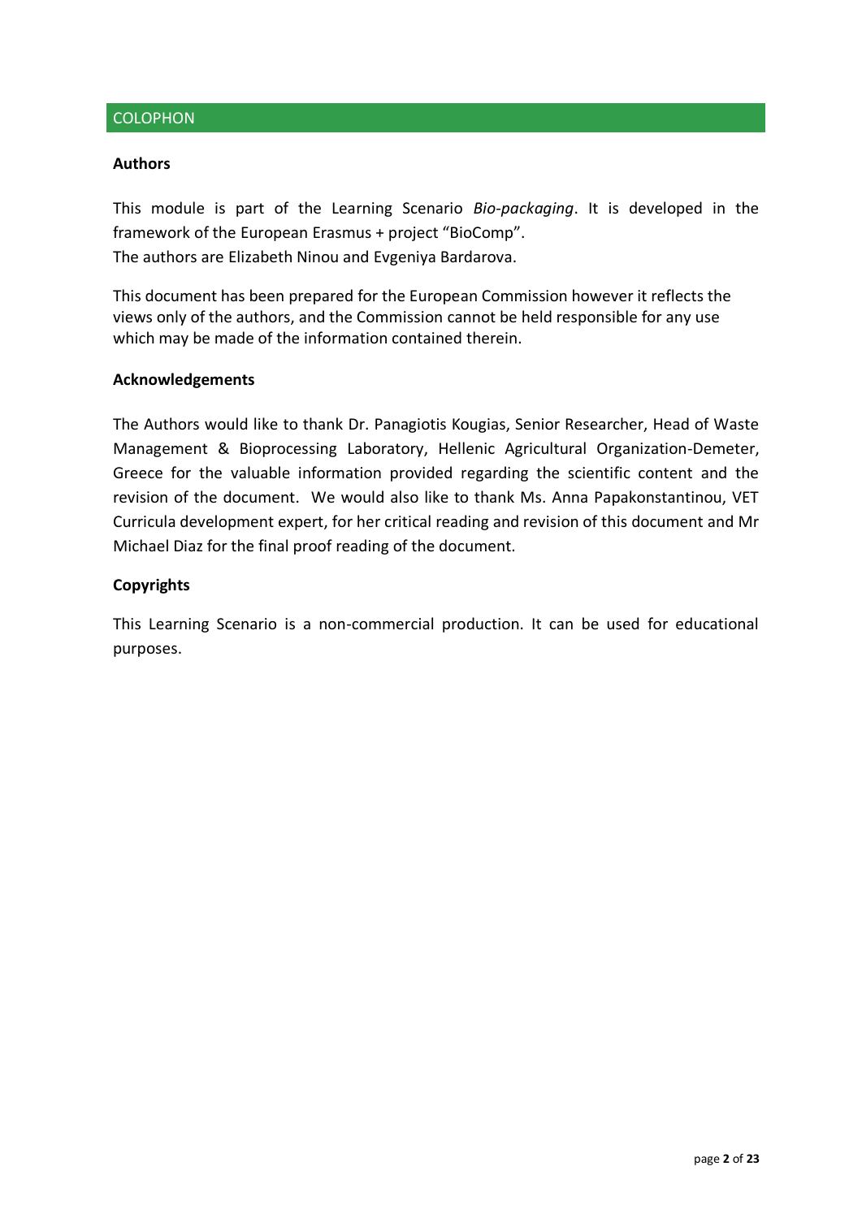## COLOPHON

### Authors

This module is part of the Learning Scenario *Bio-packaging*. It is developed in the framework of the European Erasmus + project "BioComp".
The authors are Elizabeth Ninou and Evgeniya Bardarova.

This document has been prepared for the European Commission however it reflects the views only of the authors, and the Commission cannot be held responsible for any use which may be made of the information contained therein.

### Acknowledgements

The Authors would like to thank Dr. Panagiotis Kougias, Senior Researcher, Head of Waste Management & Bioprocessing Laboratory, Hellenic Agricultural Organization-Demeter, Greece for the valuable information provided regarding the scientific content and the revision of the document. We would also like to thank Ms. Anna Papakonstantinou, VET Curricula development expert, for her critical reading and revision of this document and Mr Michael Diaz for the final proof reading of the document.

### Copyrights

This Learning Scenario is a non-commercial production. It can be used for educational purposes.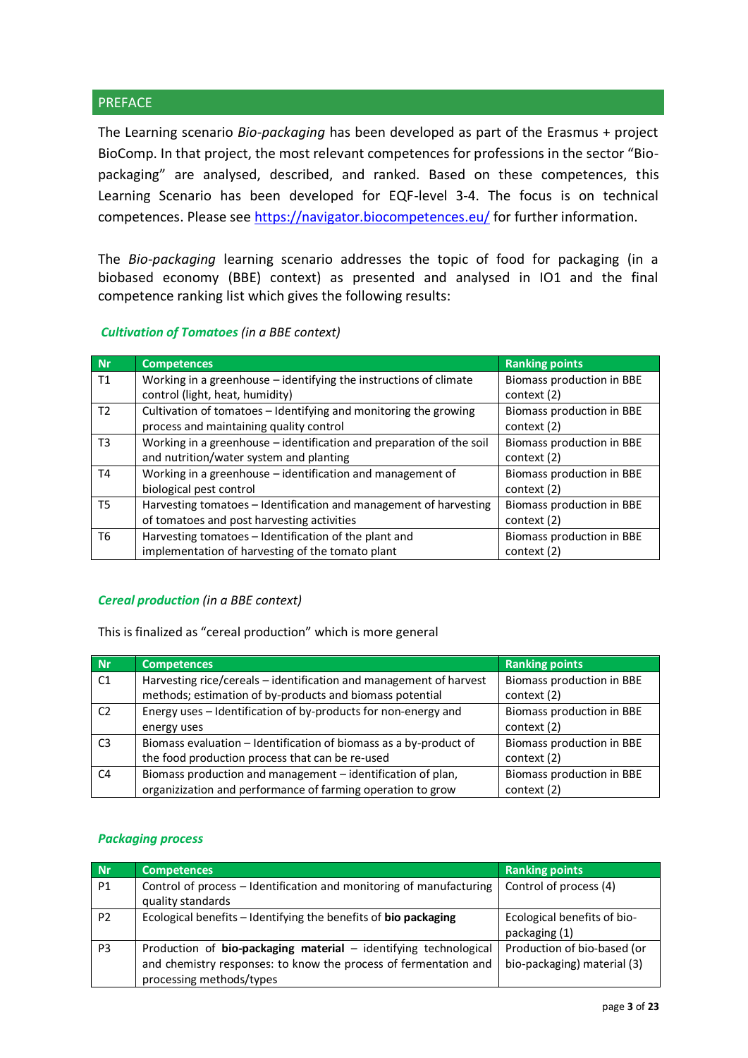## PREFACE

The Learning scenario *Bio-packaging* has been developed as part of the Erasmus + project BioComp. In that project, the most relevant competences for professions in the sector "Bio-packaging" are analysed, described, and ranked. Based on these competences, this Learning Scenario has been developed for EQF-level 3-4. The focus is on technical competences. Please see https://navigator.biocompetences.eu/ for further information.

The *Bio-packaging* learning scenario addresses the topic of food for packaging (in a biobased economy (BBE) context) as presented and analysed in IO1 and the final competence ranking list which gives the following results:

***Cultivation of Tomatoes*** *(in a BBE context)*

| Nr | Competences | Ranking points |
|---|---|---|
| T1 | Working in a greenhouse – identifying the instructions of climate control (light, heat, humidity) | Biomass production in BBE context (2) |
| T2 | Cultivation of tomatoes – Identifying and monitoring the growing process and maintaining quality control | Biomass production in BBE context (2) |
| T3 | Working in a greenhouse – identification and preparation of the soil and nutrition/water system and planting | Biomass production in BBE context (2) |
| T4 | Working in a greenhouse – identification and management of biological pest control | Biomass production in BBE context (2) |
| T5 | Harvesting tomatoes – Identification and management of harvesting of tomatoes and post harvesting activities | Biomass production in BBE context (2) |
| T6 | Harvesting tomatoes – Identification of the plant and implementation of harvesting of the tomato plant | Biomass production in BBE context (2) |

***Cereal production*** *(in a BBE context)*

This is finalized as "cereal production" which is more general

| Nr | Competences | Ranking points |
|---|---|---|
| C1 | Harvesting rice/cereals – identification and management of harvest methods; estimation of by-products and biomass potential | Biomass production in BBE context (2) |
| C2 | Energy uses – Identification of by-products for non-energy and energy uses | Biomass production in BBE context (2) |
| C3 | Biomass evaluation – Identification of biomass as a by-product of the food production process that can be re-used | Biomass production in BBE context (2) |
| C4 | Biomass production and management – identification of plan, organizization and performance of farming operation to grow | Biomass production in BBE context (2) |

***Packaging process***

| Nr | Competences | Ranking points |
|---|---|---|
| P1 | Control of process – Identification and monitoring of manufacturing quality standards | Control of process (4) |
| P2 | Ecological benefits – Identifying the benefits of **bio packaging** | Ecological benefits of bio-packaging (1) |
| P3 | Production of **bio-packaging material** – identifying technological and chemistry responses: to know the process of fermentation and processing methods/types | Production of bio-based (or bio-packaging) material (3) |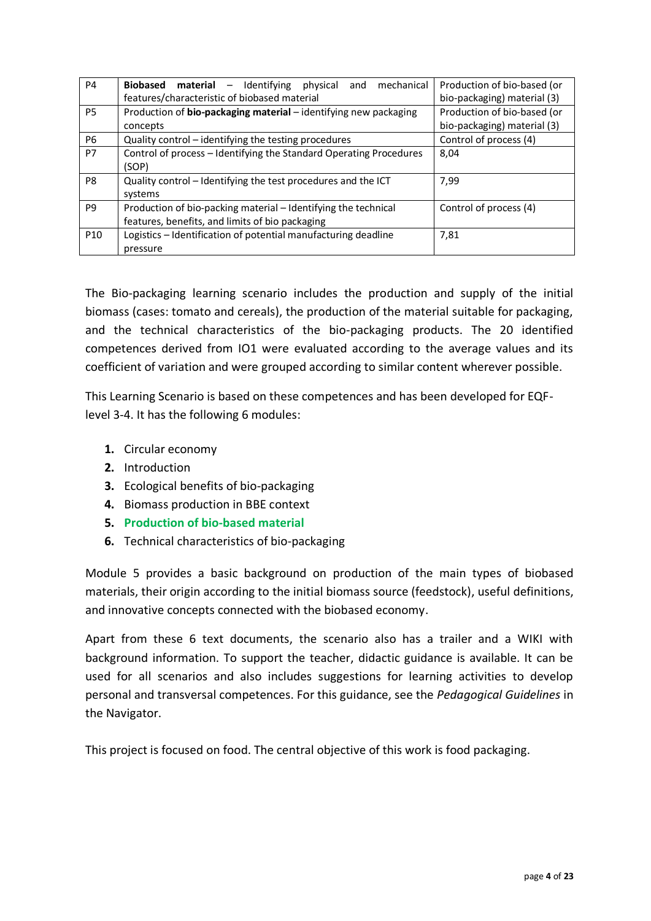| P4 | **Biobased material** – Identifying physical and mechanical features/characteristic of biobased material | Production of bio-based (or bio-packaging) material (3) |
|---|---|---|
| P5 | Production of **bio-packaging material** – identifying new packaging concepts | Production of bio-based (or bio-packaging) material (3) |
| P6 | Quality control – identifying the testing procedures | Control of process (4) |
| P7 | Control of process – Identifying the Standard Operating Procedures (SOP) | 8,04 |
| P8 | Quality control – Identifying the test procedures and the ICT systems | 7,99 |
| P9 | Production of bio-packing material – Identifying the technical features, benefits, and limits of bio packaging | Control of process (4) |
| P10 | Logistics – Identification of potential manufacturing deadline pressure | 7,81 |

The Bio-packaging learning scenario includes the production and supply of the initial biomass (cases: tomato and cereals), the production of the material suitable for packaging, and the technical characteristics of the bio-packaging products. The 20 identified competences derived from IO1 were evaluated according to the average values and its coefficient of variation and were grouped according to similar content wherever possible.

This Learning Scenario is based on these competences and has been developed for EQF-level 3-4. It has the following 6 modules:

1. Circular economy
2. Introduction
3. Ecological benefits of bio-packaging
4. Biomass production in BBE context
5. **Production of bio-based material**
6. Technical characteristics of bio-packaging

Module 5 provides a basic background on production of the main types of biobased materials, their origin according to the initial biomass source (feedstock), useful definitions, and innovative concepts connected with the biobased economy.

Apart from these 6 text documents, the scenario also has a trailer and a WIKI with background information. To support the teacher, didactic guidance is available. It can be used for all scenarios and also includes suggestions for learning activities to develop personal and transversal competences. For this guidance, see the *Pedagogical Guidelines* in the Navigator.

This project is focused on food. The central objective of this work is food packaging.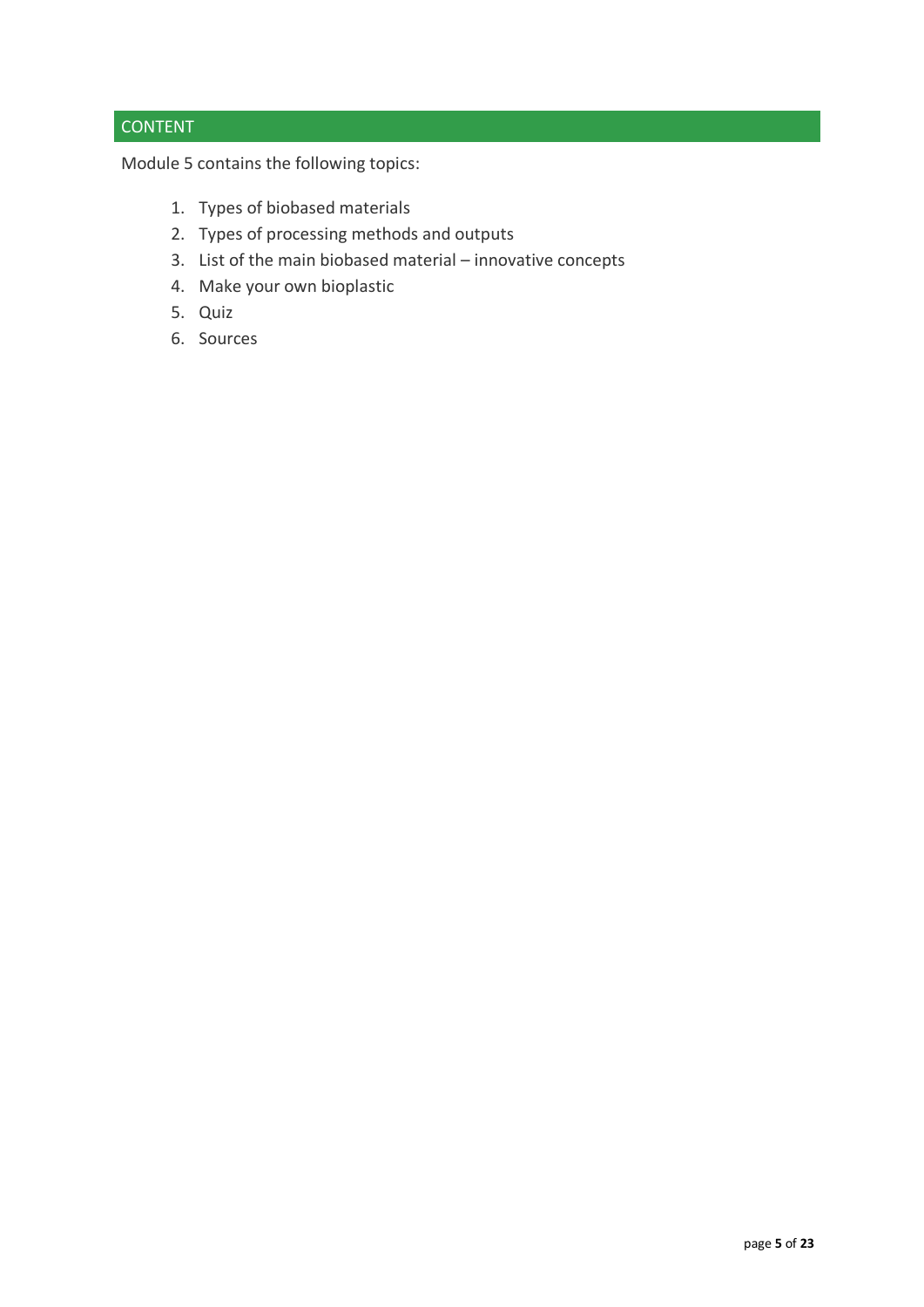## CONTENT

Module 5 contains the following topics:

1. Types of biobased materials
2. Types of processing methods and outputs
3. List of the main biobased material – innovative concepts
4. Make your own bioplastic
5. Quiz
6. Sources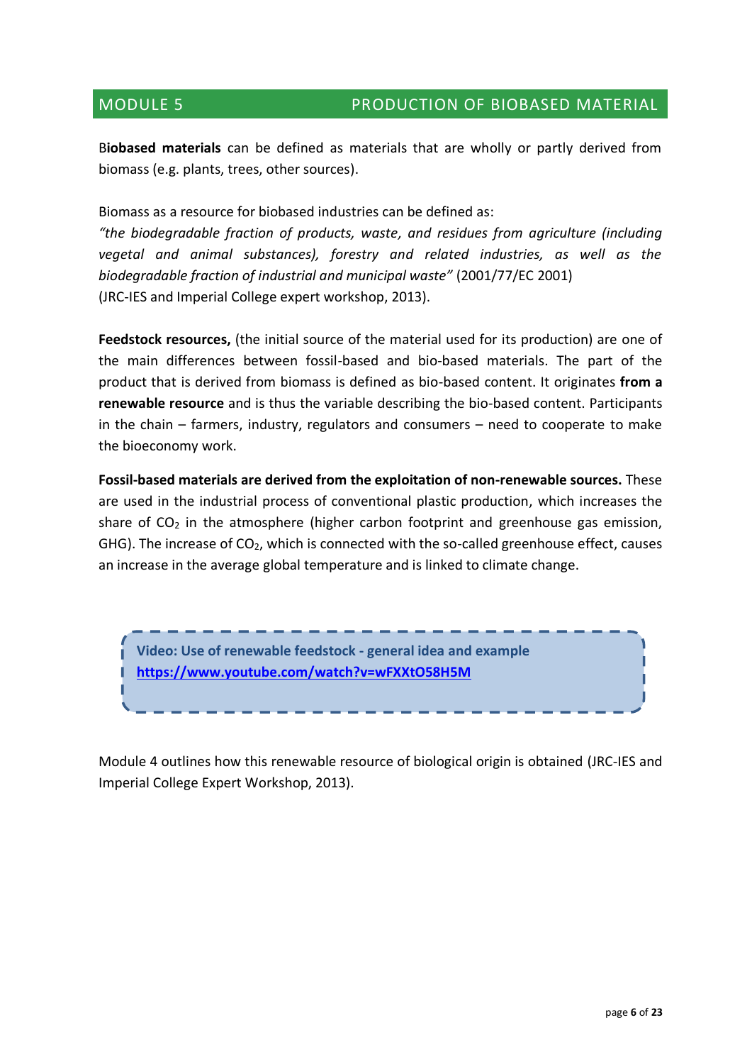# MODULE 5 PRODUCTION OF BIOBASED MATERIAL

B**iobased materials** can be defined as materials that are wholly or partly derived from biomass (e.g. plants, trees, other sources).

Biomass as a resource for biobased industries can be defined as:
*"the biodegradable fraction of products, waste, and residues from agriculture (including vegetal and animal substances), forestry and related industries, as well as the biodegradable fraction of industrial and municipal waste"* (2001/77/EC 2001) (JRC-IES and Imperial College expert workshop, 2013).

**Feedstock resources,** (the initial source of the material used for its production) are one of the main differences between fossil-based and bio-based materials. The part of the product that is derived from biomass is defined as bio-based content. It originates **from a renewable resource** and is thus the variable describing the bio-based content. Participants in the chain – farmers, industry, regulators and consumers – need to cooperate to make the bioeconomy work.

**Fossil-based materials are derived from the exploitation of non-renewable sources.** These are used in the industrial process of conventional plastic production, which increases the share of $CO_2$ in the atmosphere (higher carbon footprint and greenhouse gas emission, GHG). The increase of $CO_2$, which is connected with the so-called greenhouse effect, causes an increase in the average global temperature and is linked to climate change.

**Video: Use of renewable feedstock - general idea and example**
**https://www.youtube.com/watch?v=wFXXtO58H5M**

Module 4 outlines how this renewable resource of biological origin is obtained (JRC-IES and Imperial College Expert Workshop, 2013).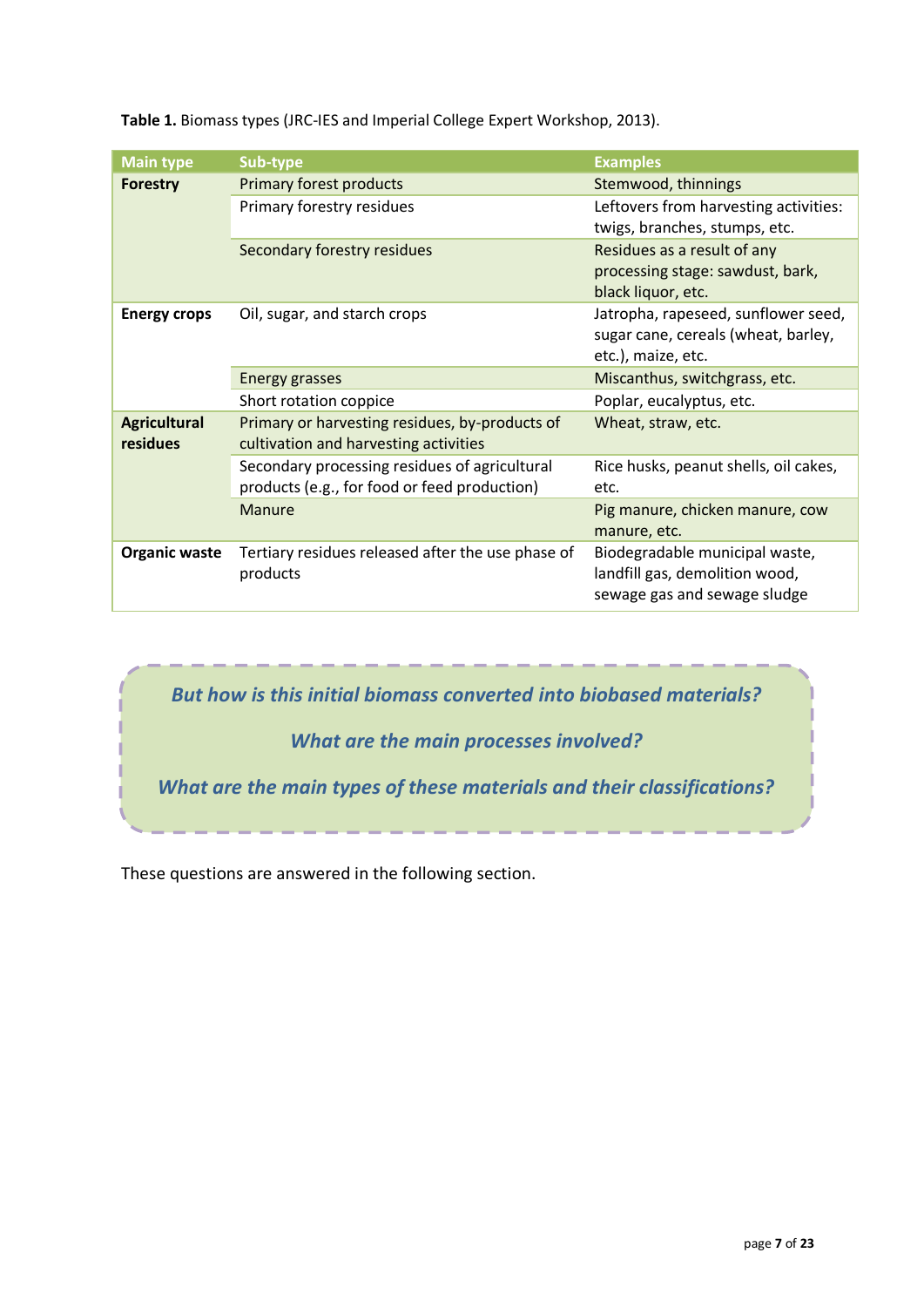**Table 1.** Biomass types (JRC-IES and Imperial College Expert Workshop, 2013).

| Main type | Sub-type | Examples |
|---|---|---|
| **Forestry** | Primary forest products | Stemwood, thinnings |
| | Primary forestry residues | Leftovers from harvesting activities: twigs, branches, stumps, etc. |
| | Secondary forestry residues | Residues as a result of any processing stage: sawdust, bark, black liquor, etc. |
| **Energy crops** | Oil, sugar, and starch crops | Jatropha, rapeseed, sunflower seed, sugar cane, cereals (wheat, barley, etc.), maize, etc. |
| | Energy grasses | Miscanthus, switchgrass, etc. |
| | Short rotation coppice | Poplar, eucalyptus, etc. |
| **Agricultural residues** | Primary or harvesting residues, by-products of cultivation and harvesting activities | Wheat, straw, etc. |
| | Secondary processing residues of agricultural products (e.g., for food or feed production) | Rice husks, peanut shells, oil cakes, etc. |
| | Manure | Pig manure, chicken manure, cow manure, etc. |
| **Organic waste** | Tertiary residues released after the use phase of products | Biodegradable municipal waste, landfill gas, demolition wood, sewage gas and sewage sludge |

***But how is this initial biomass converted into biobased materials?***

***What are the main processes involved?***

***What are the main types of these materials and their classifications?***

These questions are answered in the following section.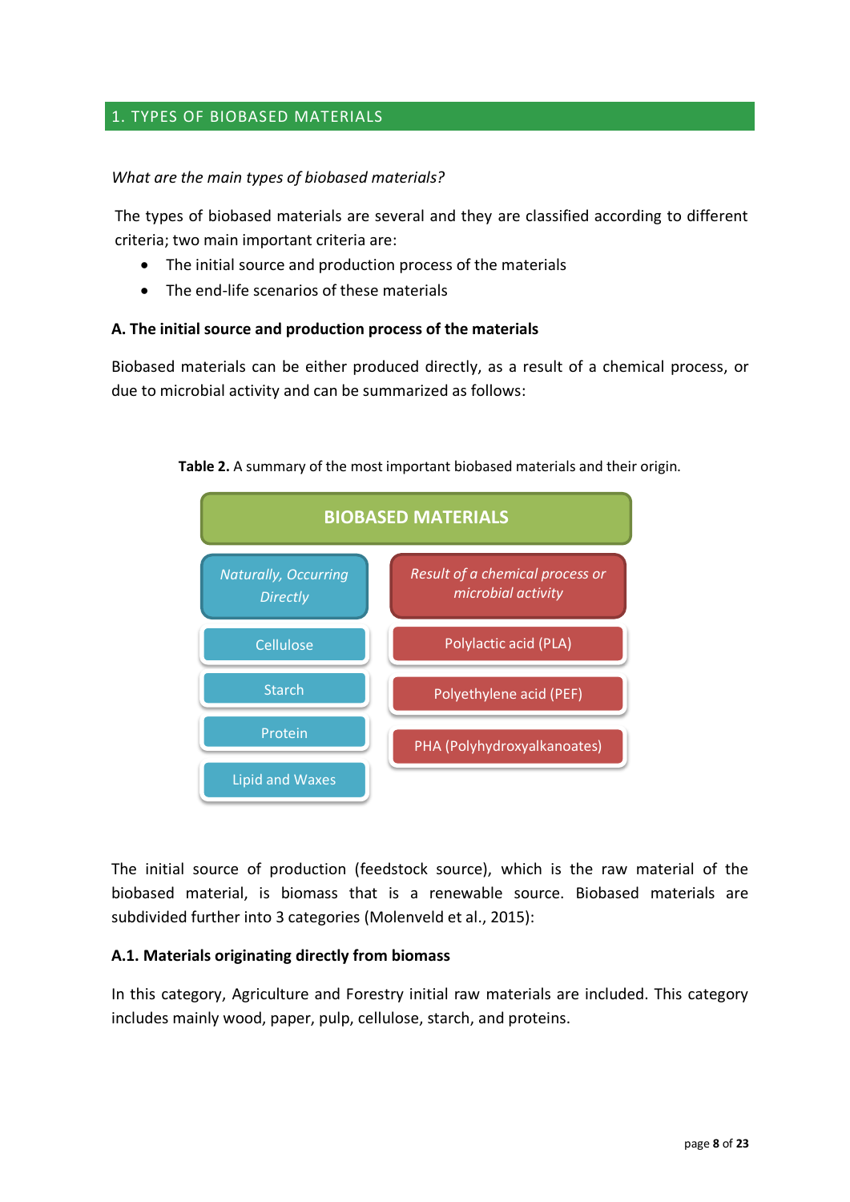## 1. TYPES OF BIOBASED MATERIALS

*What are the main types of biobased materials?*

The types of biobased materials are several and they are classified according to different criteria; two main important criteria are:

- The initial source and production process of the materials
- The end-life scenarios of these materials

**A. The initial source and production process of the materials**

Biobased materials can be either produced directly, as a result of a chemical process, or due to microbial activity and can be summarized as follows:

**Table 2.** A summary of the most important biobased materials and their origin.

| BIOBASED MATERIALS | |
|---|---|
| *Naturally, Occurring Directly* | *Result of a chemical process or microbial activity* |
| Cellulose | Polylactic acid (PLA) |
| Starch | Polyethylene acid (PEF) |
| Protein | PHA (Polyhydroxyalkanoates) |
| Lipid and Waxes | |

The initial source of production (feedstock source), which is the raw material of the biobased material, is biomass that is a renewable source. Biobased materials are subdivided further into 3 categories (Molenveld et al., 2015):

**A.1. Materials originating directly from biomass**

In this category, Agriculture and Forestry initial raw materials are included. This category includes mainly wood, paper, pulp, cellulose, starch, and proteins.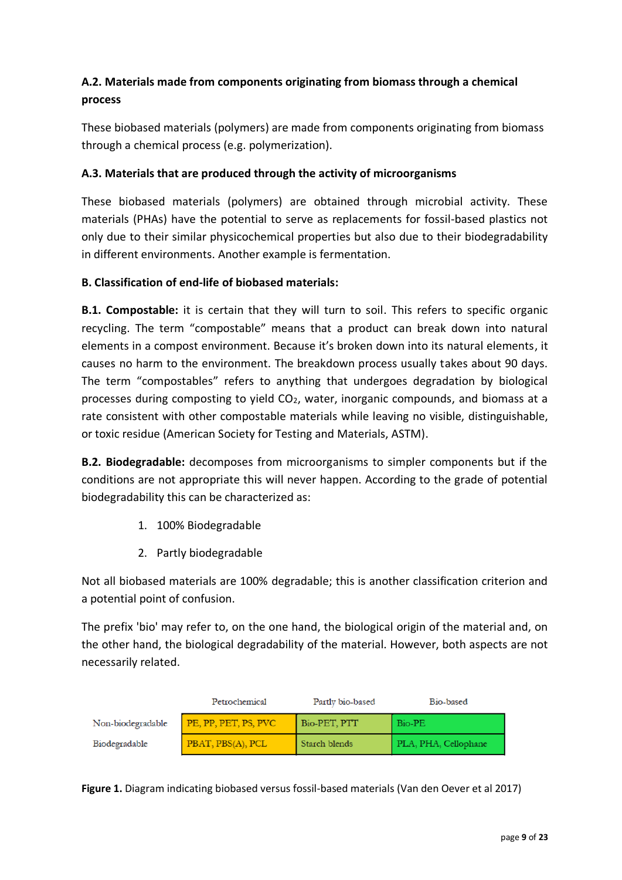**A.2. Materials made from components originating from biomass through a chemical process**

These biobased materials (polymers) are made from components originating from biomass through a chemical process (e.g. polymerization).

**A.3. Materials that are produced through the activity of microorganisms**

These biobased materials (polymers) are obtained through microbial activity. These materials (PHAs) have the potential to serve as replacements for fossil-based plastics not only due to their similar physicochemical properties but also due to their biodegradability in different environments. Another example is fermentation.

**B. Classification of end-life of biobased materials:**

**B.1. Compostable:** it is certain that they will turn to soil. This refers to specific organic recycling. The term "compostable" means that a product can break down into natural elements in a compost environment. Because it's broken down into its natural elements, it causes no harm to the environment. The breakdown process usually takes about 90 days. The term "compostables" refers to anything that undergoes degradation by biological processes during composting to yield $CO_2$, water, inorganic compounds, and biomass at a rate consistent with other compostable materials while leaving no visible, distinguishable, or toxic residue (American Society for Testing and Materials, ASTM).

**B.2. Biodegradable:** decomposes from microorganisms to simpler components but if the conditions are not appropriate this will never happen. According to the grade of potential biodegradability this can be characterized as:

1. 100% Biodegradable
2. Partly biodegradable

Not all biobased materials are 100% degradable; this is another classification criterion and a potential point of confusion.

The prefix 'bio' may refer to, on the one hand, the biological origin of the material and, on the other hand, the biological degradability of the material. However, both aspects are not necessarily related.

| | Petrochemical | Partly bio-based | Bio-based |
|---|---|---|---|
| Non-biodegradable | PE, PP, PET, PS, PVC | Bio-PET, PTT | Bio-PE |
| Biodegradable | PBAT, PBS(A), PCL | Starch blends | PLA, PHA, Cellophane |

**Figure 1.** Diagram indicating biobased versus fossil-based materials (Van den Oever et al 2017)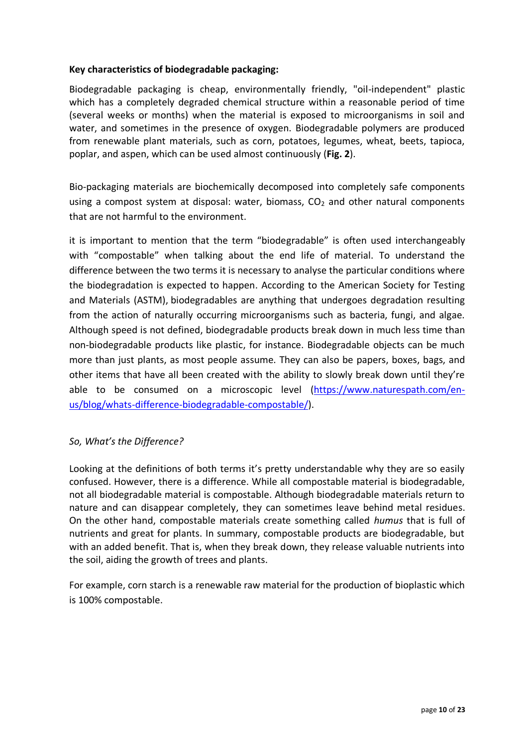**Key characteristics of biodegradable packaging:**

Biodegradable packaging is cheap, environmentally friendly, "oil-independent" plastic which has a completely degraded chemical structure within a reasonable period of time (several weeks or months) when the material is exposed to microorganisms in soil and water, and sometimes in the presence of oxygen. Biodegradable polymers are produced from renewable plant materials, such as corn, potatoes, legumes, wheat, beets, tapioca, poplar, and aspen, which can be used almost continuously (**Fig. 2**).

Bio-packaging materials are biochemically decomposed into completely safe components using a compost system at disposal: water, biomass, $CO_2$ and other natural components that are not harmful to the environment.

it is important to mention that the term "biodegradable" is often used interchangeably with "compostable" when talking about the end life of material. To understand the difference between the two terms it is necessary to analyse the particular conditions where the biodegradation is expected to happen. According to the American Society for Testing and Materials (ASTM), biodegradables are anything that undergoes degradation resulting from the action of naturally occurring microorganisms such as bacteria, fungi, and algae. Although speed is not defined, biodegradable products break down in much less time than non-biodegradable products like plastic, for instance. Biodegradable objects can be much more than just plants, as most people assume. They can also be papers, boxes, bags, and other items that have all been created with the ability to slowly break down until they're able to be consumed on a microscopic level (https://www.naturespath.com/en-us/blog/whats-difference-biodegradable-compostable/).

*So, What's the Difference?*

Looking at the definitions of both terms it's pretty understandable why they are so easily confused. However, there is a difference. While all compostable material is biodegradable, not all biodegradable material is compostable. Although biodegradable materials return to nature and can disappear completely, they can sometimes leave behind metal residues. On the other hand, compostable materials create something called *humus* that is full of nutrients and great for plants. In summary, compostable products are biodegradable, but with an added benefit. That is, when they break down, they release valuable nutrients into the soil, aiding the growth of trees and plants.

For example, corn starch is a renewable raw material for the production of bioplastic which is 100% compostable.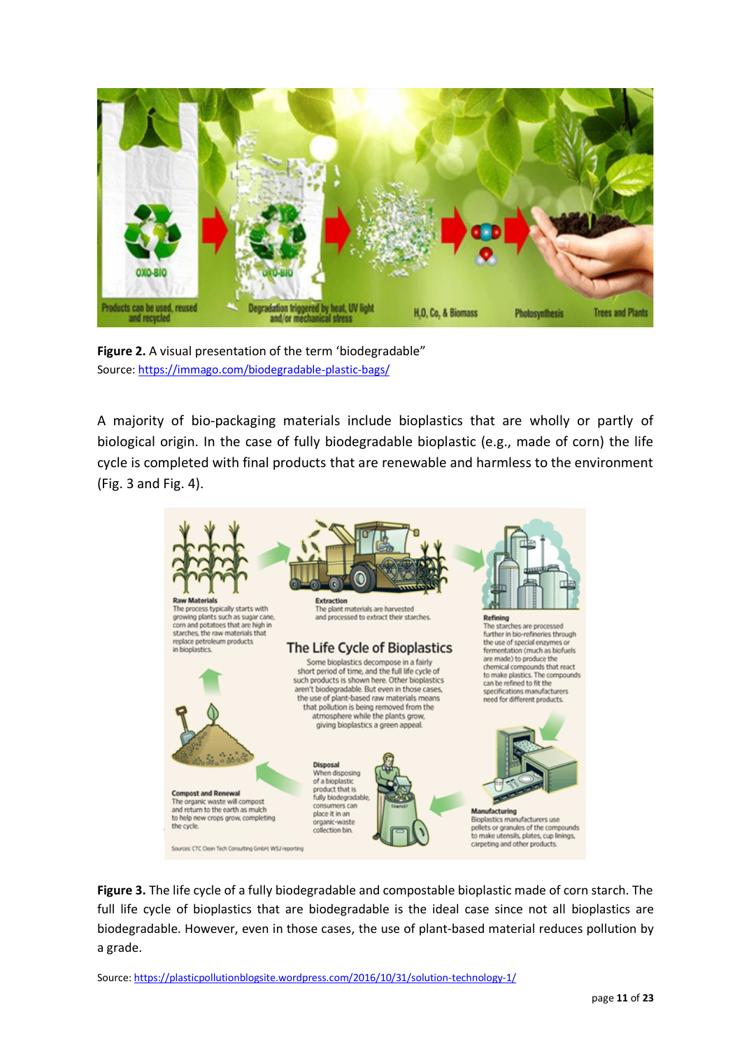**Figure 2.** A visual presentation of the term 'biodegradable"
Source: https://immago.com/biodegradable-plastic-bags/

A majority of bio-packaging materials include bioplastics that are wholly or partly of biological origin. In the case of fully biodegradable bioplastic (e.g., made of corn) the life cycle is completed with final products that are renewable and harmless to the environment (Fig. 3 and Fig. 4).

**Figure 3.** The life cycle of a fully biodegradable and compostable bioplastic made of corn starch. The full life cycle of bioplastics that are biodegradable is the ideal case since not all bioplastics are biodegradable. However, even in those cases, the use of plant-based material reduces pollution by a grade.

Source: https://plasticpollutionblogsite.wordpress.com/2016/10/31/solution-technology-1/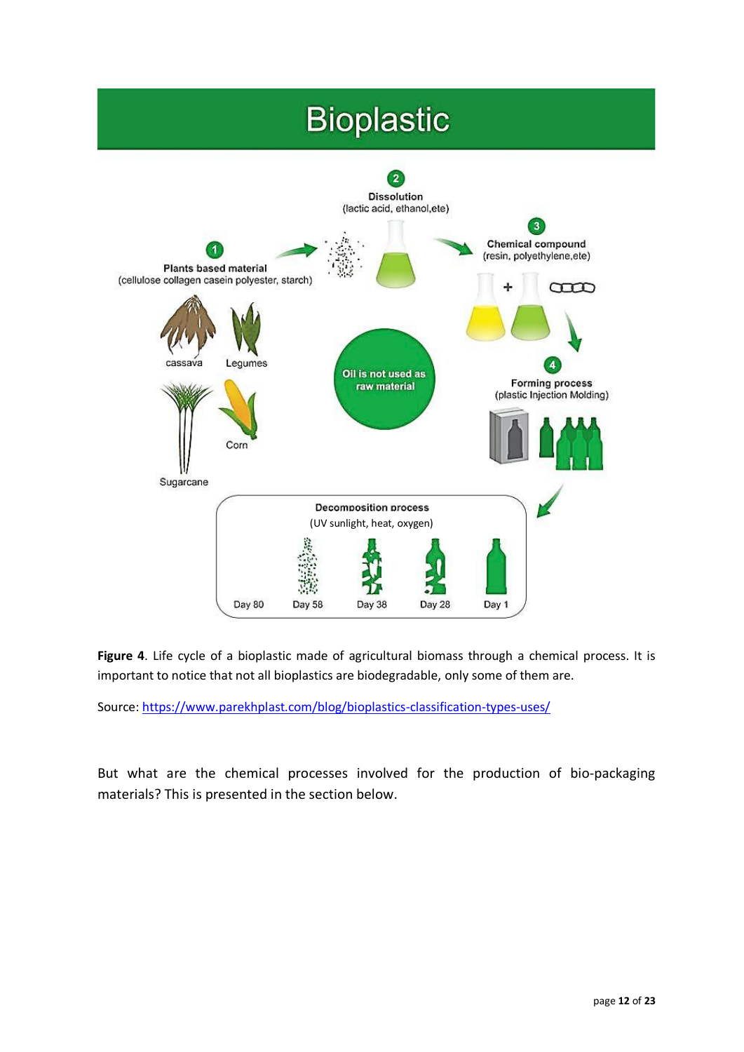**Figure 4**. Life cycle of a bioplastic made of agricultural biomass through a chemical process. It is important to notice that not all bioplastics are biodegradable, only some of them are.

Source: https://www.parekhplast.com/blog/bioplastics-classification-types-uses/

But what are the chemical processes involved for the production of bio-packaging materials? This is presented in the section below.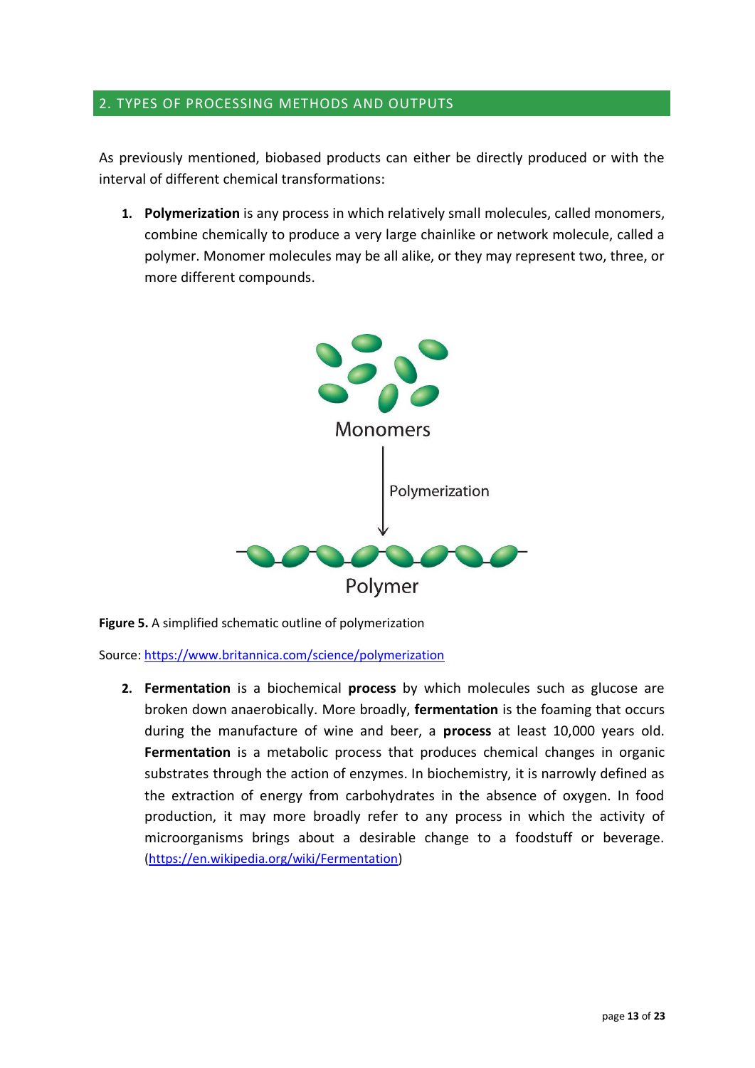## 2. TYPES OF PROCESSING METHODS AND OUTPUTS

As previously mentioned, biobased products can either be directly produced or with the interval of different chemical transformations:

1. **Polymerization** is any process in which relatively small molecules, called monomers, combine chemically to produce a very large chainlike or network molecule, called a polymer. Monomer molecules may be all alike, or they may represent two, three, or more different compounds.

**Figure 5.** A simplified schematic outline of polymerization

Source: https://www.britannica.com/science/polymerization

2. **Fermentation** is a biochemical **process** by which molecules such as glucose are broken down anaerobically. More broadly, **fermentation** is the foaming that occurs during the manufacture of wine and beer, a **process** at least 10,000 years old. **Fermentation** is a metabolic process that produces chemical changes in organic substrates through the action of enzymes. In biochemistry, it is narrowly defined as the extraction of energy from carbohydrates in the absence of oxygen. In food production, it may more broadly refer to any process in which the activity of microorganisms brings about a desirable change to a foodstuff or beverage. (https://en.wikipedia.org/wiki/Fermentation)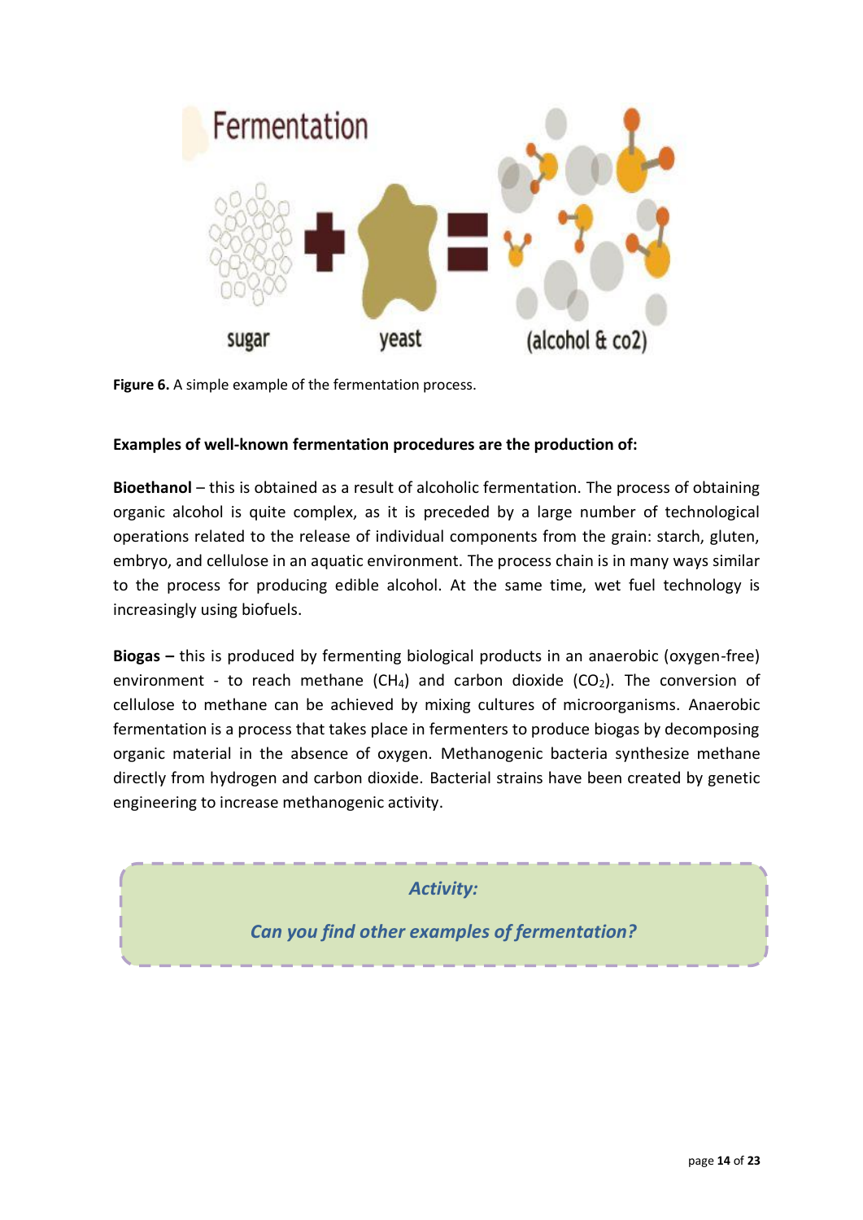**Figure 6.** A simple example of the fermentation process.

**Examples of well-known fermentation procedures are the production of:**

**Bioethanol** – this is obtained as a result of alcoholic fermentation. The process of obtaining organic alcohol is quite complex, as it is preceded by a large number of technological operations related to the release of individual components from the grain: starch, gluten, embryo, and cellulose in an aquatic environment. The process chain is in many ways similar to the process for producing edible alcohol. At the same time, wet fuel technology is increasingly using biofuels.

**Biogas –** this is produced by fermenting biological products in an anaerobic (oxygen-free) environment - to reach methane ($CH_4$) and carbon dioxide ($CO_2$). The conversion of cellulose to methane can be achieved by mixing cultures of microorganisms. Anaerobic fermentation is a process that takes place in fermenters to produce biogas by decomposing organic material in the absence of oxygen. Methanogenic bacteria synthesize methane directly from hydrogen and carbon dioxide. Bacterial strains have been created by genetic engineering to increase methanogenic activity.

***Activity:***

***Can you find other examples of fermentation?***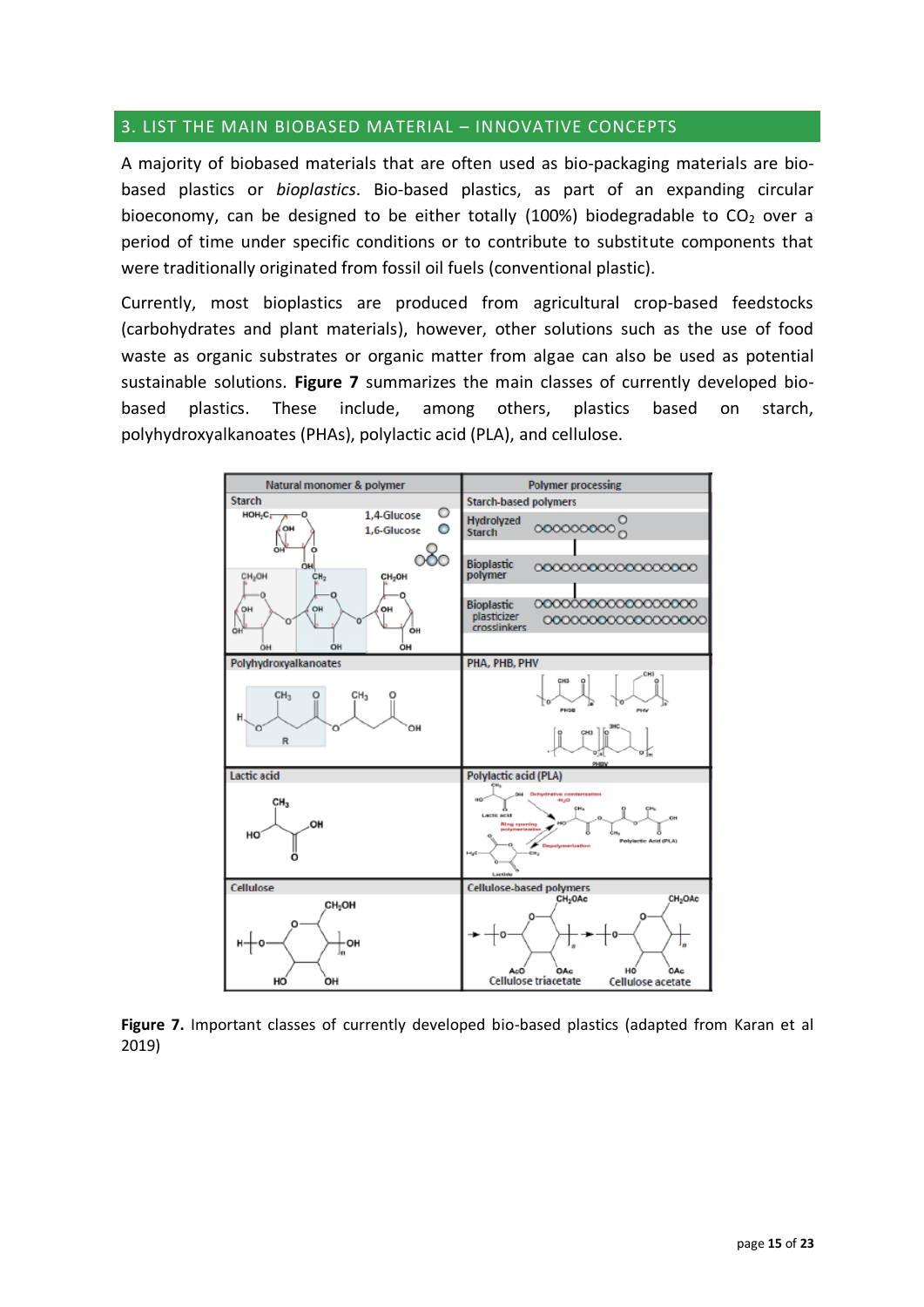## 3. LIST THE MAIN BIOBASED MATERIAL – INNOVATIVE CONCEPTS

A majority of biobased materials that are often used as bio-packaging materials are bio-based plastics or *bioplastics*. Bio-based plastics, as part of an expanding circular bioeconomy, can be designed to be either totally (100%) biodegradable to $CO_2$ over a period of time under specific conditions or to contribute to substitute components that were traditionally originated from fossil oil fuels (conventional plastic).

Currently, most bioplastics are produced from agricultural crop-based feedstocks (carbohydrates and plant materials), however, other solutions such as the use of food waste as organic substrates or organic matter from algae can also be used as potential sustainable solutions. **Figure 7** summarizes the main classes of currently developed bio-based plastics. These include, among others, plastics based on starch, polyhydroxyalkanoates (PHAs), polylactic acid (PLA), and cellulose.

**Figure 7.** Important classes of currently developed bio-based plastics (adapted from Karan et al 2019)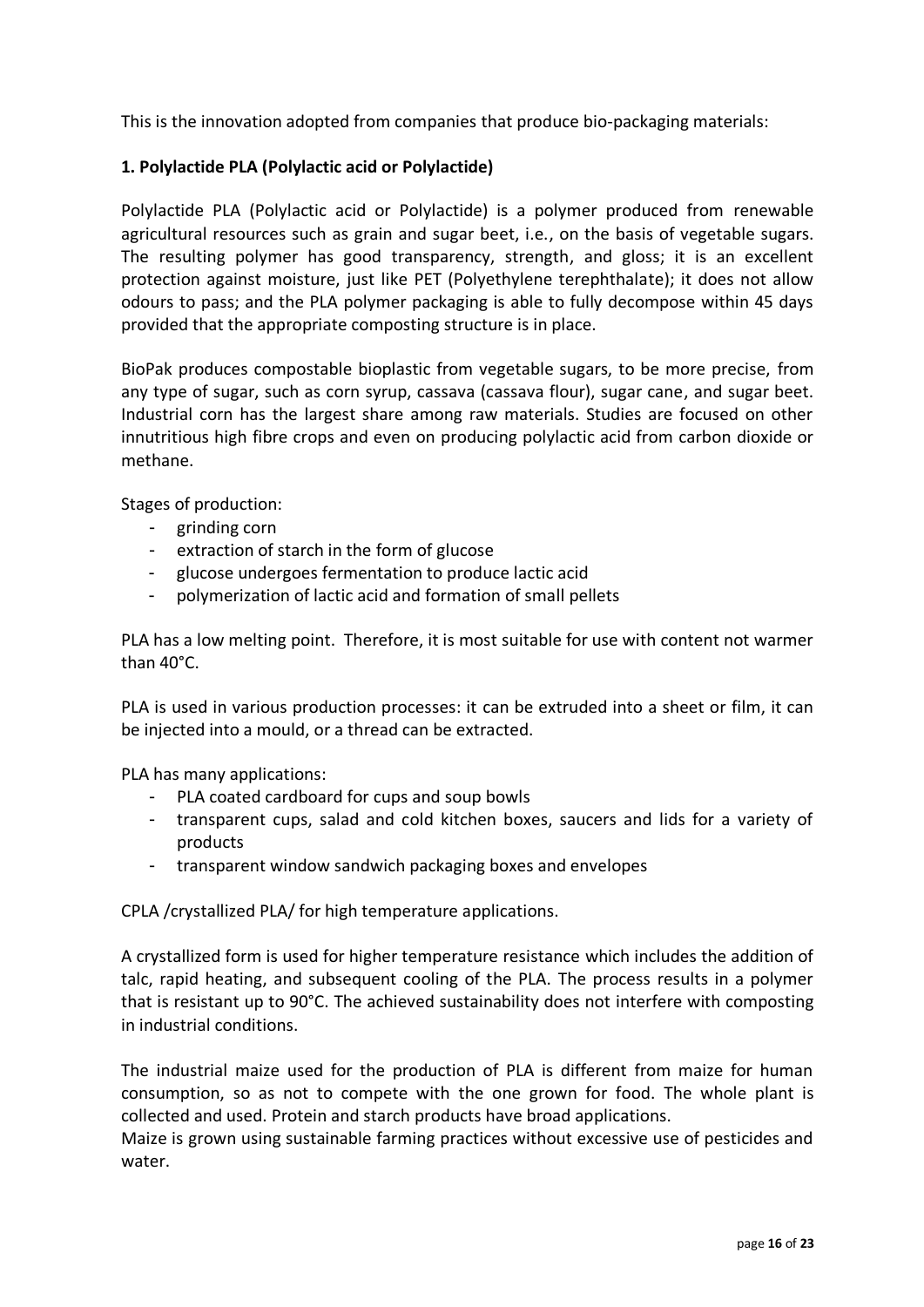This is the innovation adopted from companies that produce bio-packaging materials:

**1. Polylactide PLA (Polylactic acid or Polylactide)**

Polylactide PLA (Polylactic acid or Polylactide) is a polymer produced from renewable agricultural resources such as grain and sugar beet, i.e., on the basis of vegetable sugars. The resulting polymer has good transparency, strength, and gloss; it is an excellent protection against moisture, just like PET (Polyethylene terephthalate); it does not allow odours to pass; and the PLA polymer packaging is able to fully decompose within 45 days provided that the appropriate composting structure is in place.

BioPak produces compostable bioplastic from vegetable sugars, to be more precise, from any type of sugar, such as corn syrup, cassava (cassava flour), sugar cane, and sugar beet. Industrial corn has the largest share among raw materials. Studies are focused on other innutritious high fibre crops and even on producing polylactic acid from carbon dioxide or methane.

Stages of production:

- grinding corn
- extraction of starch in the form of glucose
- glucose undergoes fermentation to produce lactic acid
- polymerization of lactic acid and formation of small pellets

PLA has a low melting point. Therefore, it is most suitable for use with content not warmer than 40°C.

PLA is used in various production processes: it can be extruded into a sheet or film, it can be injected into a mould, or a thread can be extracted.

PLA has many applications:

- PLA coated cardboard for cups and soup bowls
- transparent cups, salad and cold kitchen boxes, saucers and lids for a variety of products
- transparent window sandwich packaging boxes and envelopes

CPLA /crystallized PLA/ for high temperature applications.

A crystallized form is used for higher temperature resistance which includes the addition of talc, rapid heating, and subsequent cooling of the PLA. The process results in a polymer that is resistant up to 90°C. The achieved sustainability does not interfere with composting in industrial conditions.

The industrial maize used for the production of PLA is different from maize for human consumption, so as not to compete with the one grown for food. The whole plant is collected and used. Protein and starch products have broad applications.
Maize is grown using sustainable farming practices without excessive use of pesticides and water.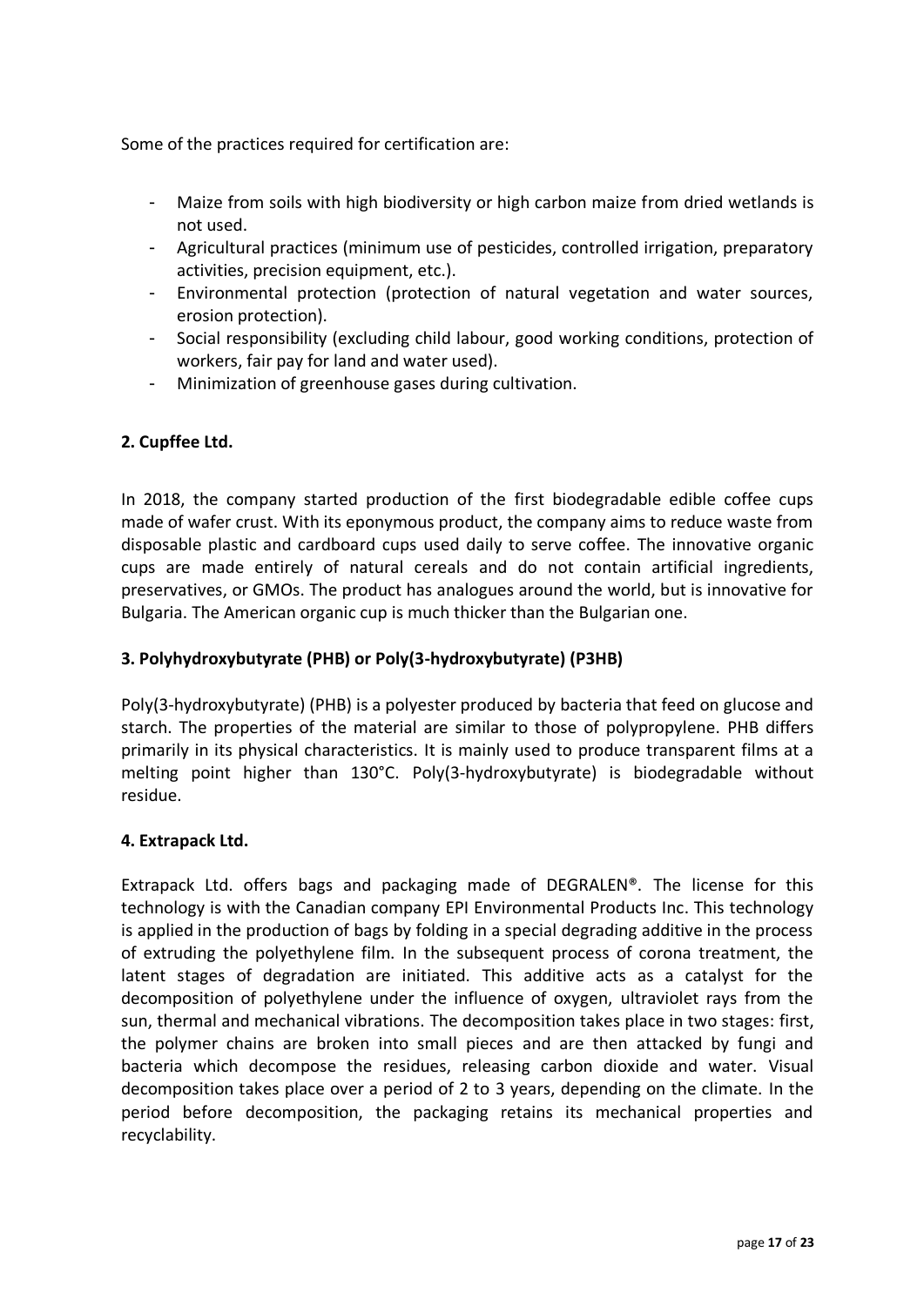Some of the practices required for certification are:

- Maize from soils with high biodiversity or high carbon maize from dried wetlands is not used.
- Agricultural practices (minimum use of pesticides, controlled irrigation, preparatory activities, precision equipment, etc.).
- Environmental protection (protection of natural vegetation and water sources, erosion protection).
- Social responsibility (excluding child labour, good working conditions, protection of workers, fair pay for land and water used).
- Minimization of greenhouse gases during cultivation.

**2. Cupffee Ltd.**

In 2018, the company started production of the first biodegradable edible coffee cups made of wafer crust. With its eponymous product, the company aims to reduce waste from disposable plastic and cardboard cups used daily to serve coffee. The innovative organic cups are made entirely of natural cereals and do not contain artificial ingredients, preservatives, or GMOs. The product has analogues around the world, but is innovative for Bulgaria. The American organic cup is much thicker than the Bulgarian one.

**3. Polyhydroxybutyrate (PHB) or Poly(3-hydroxybutyrate) (P3HB)**

Poly(3-hydroxybutyrate) (PHB) is a polyester produced by bacteria that feed on glucose and starch. The properties of the material are similar to those of polypropylene. PHB differs primarily in its physical characteristics. It is mainly used to produce transparent films at a melting point higher than 130°C. Poly(3-hydroxybutyrate) is biodegradable without residue.

**4. Extrapack Ltd.**

Extrapack Ltd. offers bags and packaging made of DEGRALEN®. The license for this technology is with the Canadian company EPI Environmental Products Inc. This technology is applied in the production of bags by folding in a special degrading additive in the process of extruding the polyethylene film. In the subsequent process of corona treatment, the latent stages of degradation are initiated. This additive acts as a catalyst for the decomposition of polyethylene under the influence of oxygen, ultraviolet rays from the sun, thermal and mechanical vibrations. The decomposition takes place in two stages: first, the polymer chains are broken into small pieces and are then attacked by fungi and bacteria which decompose the residues, releasing carbon dioxide and water. Visual decomposition takes place over a period of 2 to 3 years, depending on the climate. In the period before decomposition, the packaging retains its mechanical properties and recyclability.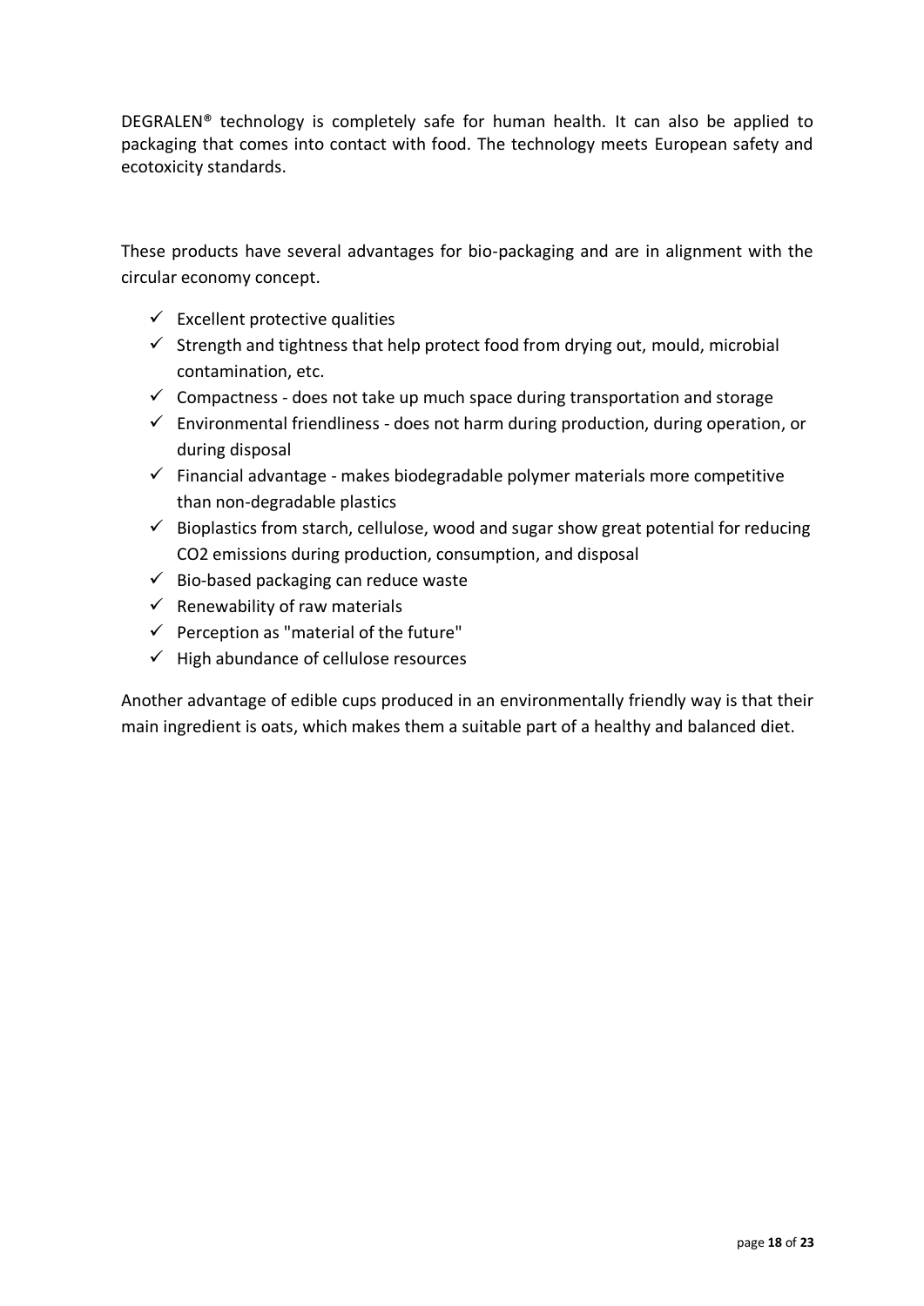DEGRALEN® technology is completely safe for human health. It can also be applied to packaging that comes into contact with food. The technology meets European safety and ecotoxicity standards.

These products have several advantages for bio-packaging and are in alignment with the circular economy concept.

- ✓ Excellent protective qualities
- ✓ Strength and tightness that help protect food from drying out, mould, microbial contamination, etc.
- ✓ Compactness - does not take up much space during transportation and storage
- ✓ Environmental friendliness - does not harm during production, during operation, or during disposal
- ✓ Financial advantage - makes biodegradable polymer materials more competitive than non-degradable plastics
- ✓ Bioplastics from starch, cellulose, wood and sugar show great potential for reducing $CO_2$ emissions during production, consumption, and disposal
- ✓ Bio-based packaging can reduce waste
- ✓ Renewability of raw materials
- ✓ Perception as "material of the future"
- ✓ High abundance of cellulose resources

Another advantage of edible cups produced in an environmentally friendly way is that their main ingredient is oats, which makes them a suitable part of a healthy and balanced diet.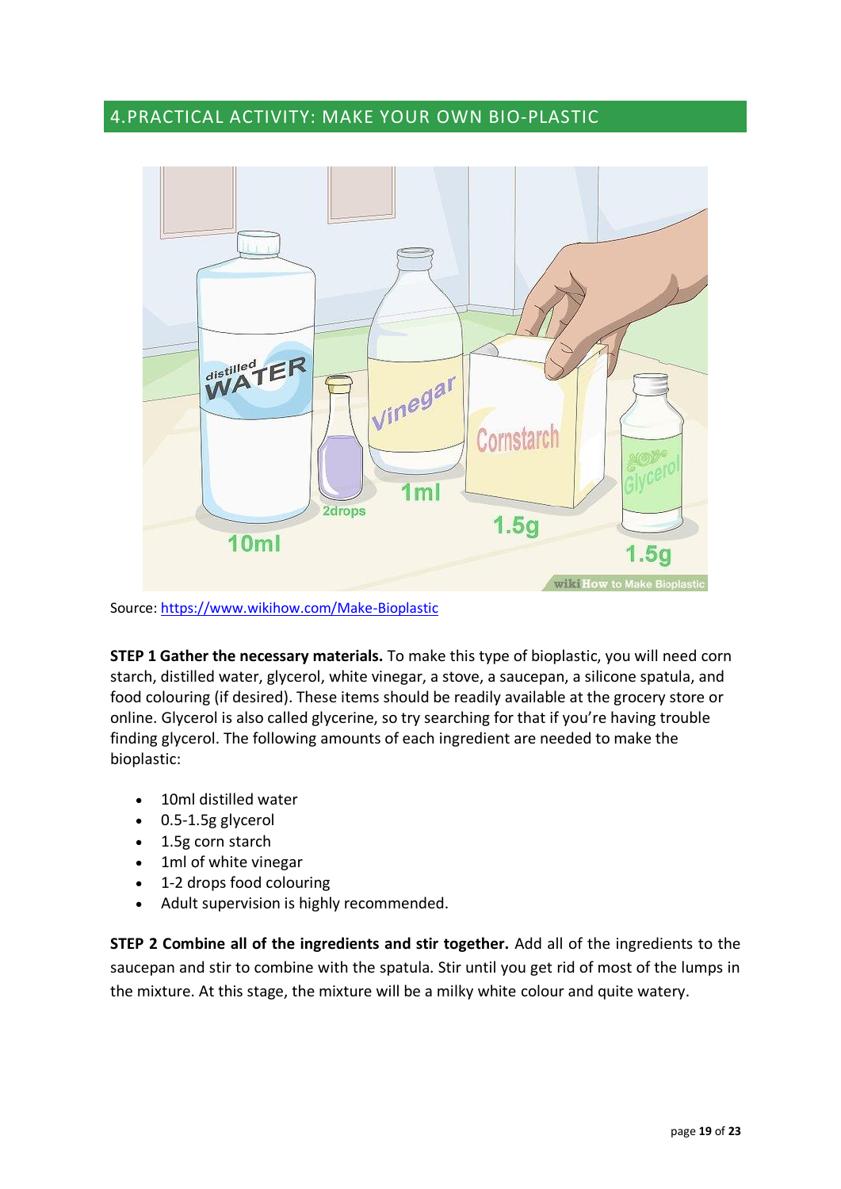## 4.PRACTICAL ACTIVITY: MAKE YOUR OWN BIO-PLASTIC

Source: https://www.wikihow.com/Make-Bioplastic

**STEP 1 Gather the necessary materials.** To make this type of bioplastic, you will need corn starch, distilled water, glycerol, white vinegar, a stove, a saucepan, a silicone spatula, and food colouring (if desired). These items should be readily available at the grocery store or online. Glycerol is also called glycerine, so try searching for that if you're having trouble finding glycerol. The following amounts of each ingredient are needed to make the bioplastic:

- 10ml distilled water
- 0.5-1.5g glycerol
- 1.5g corn starch
- 1ml of white vinegar
- 1-2 drops food colouring
- Adult supervision is highly recommended.

**STEP 2 Combine all of the ingredients and stir together.** Add all of the ingredients to the saucepan and stir to combine with the spatula. Stir until you get rid of most of the lumps in the mixture. At this stage, the mixture will be a milky white colour and quite watery.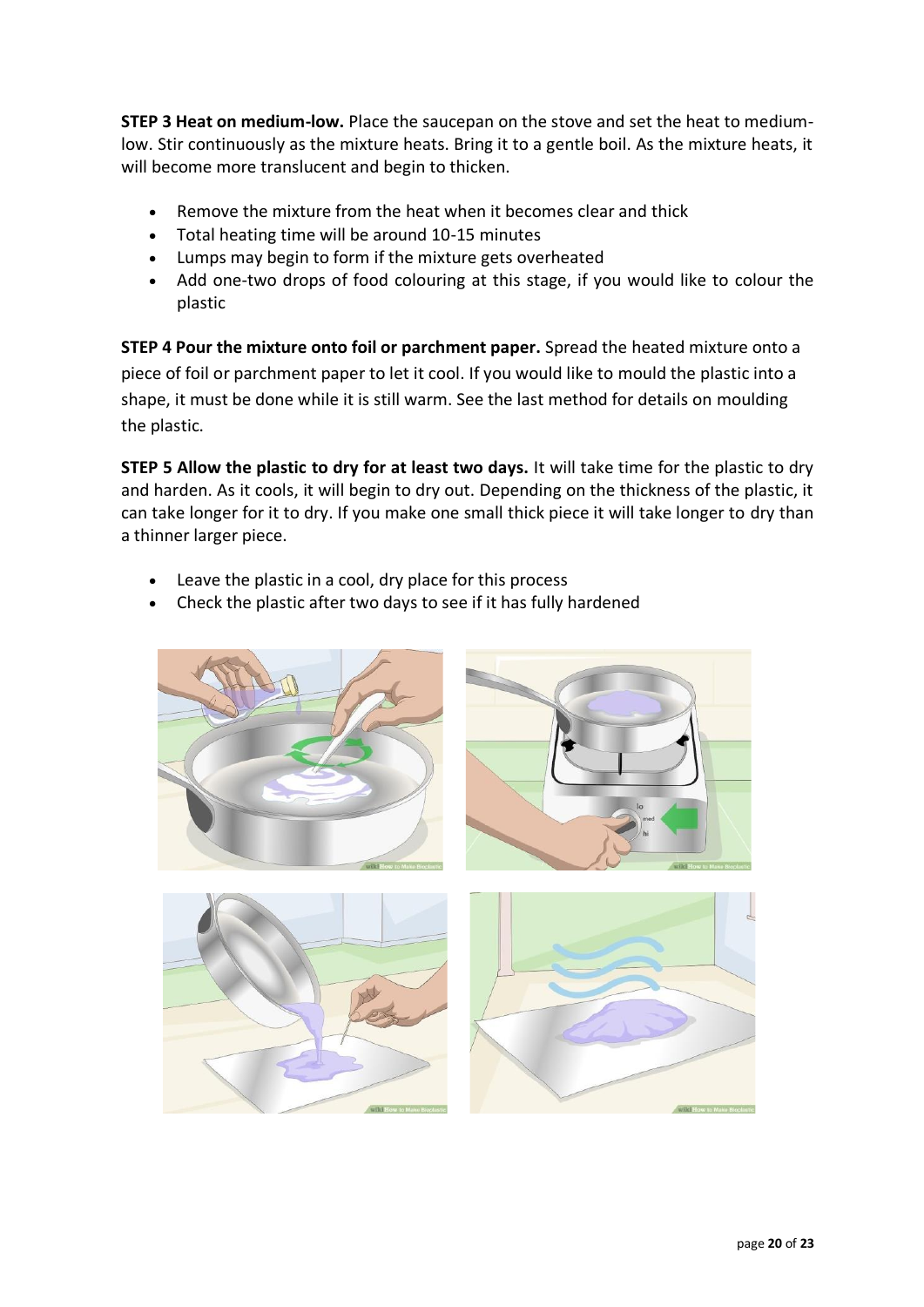**STEP 3 Heat on medium-low.** Place the saucepan on the stove and set the heat to medium-low. Stir continuously as the mixture heats. Bring it to a gentle boil. As the mixture heats, it will become more translucent and begin to thicken.

- Remove the mixture from the heat when it becomes clear and thick
- Total heating time will be around 10-15 minutes
- Lumps may begin to form if the mixture gets overheated
- Add one-two drops of food colouring at this stage, if you would like to colour the plastic

**STEP 4 Pour the mixture onto foil or parchment paper.** Spread the heated mixture onto a piece of foil or parchment paper to let it cool. If you would like to mould the plastic into a shape, it must be done while it is still warm. See the last method for details on moulding the plastic.

**STEP 5 Allow the plastic to dry for at least two days.** It will take time for the plastic to dry and harden. As it cools, it will begin to dry out. Depending on the thickness of the plastic, it can take longer for it to dry. If you make one small thick piece it will take longer to dry than a thinner larger piece.

- Leave the plastic in a cool, dry place for this process
- Check the plastic after two days to see if it has fully hardened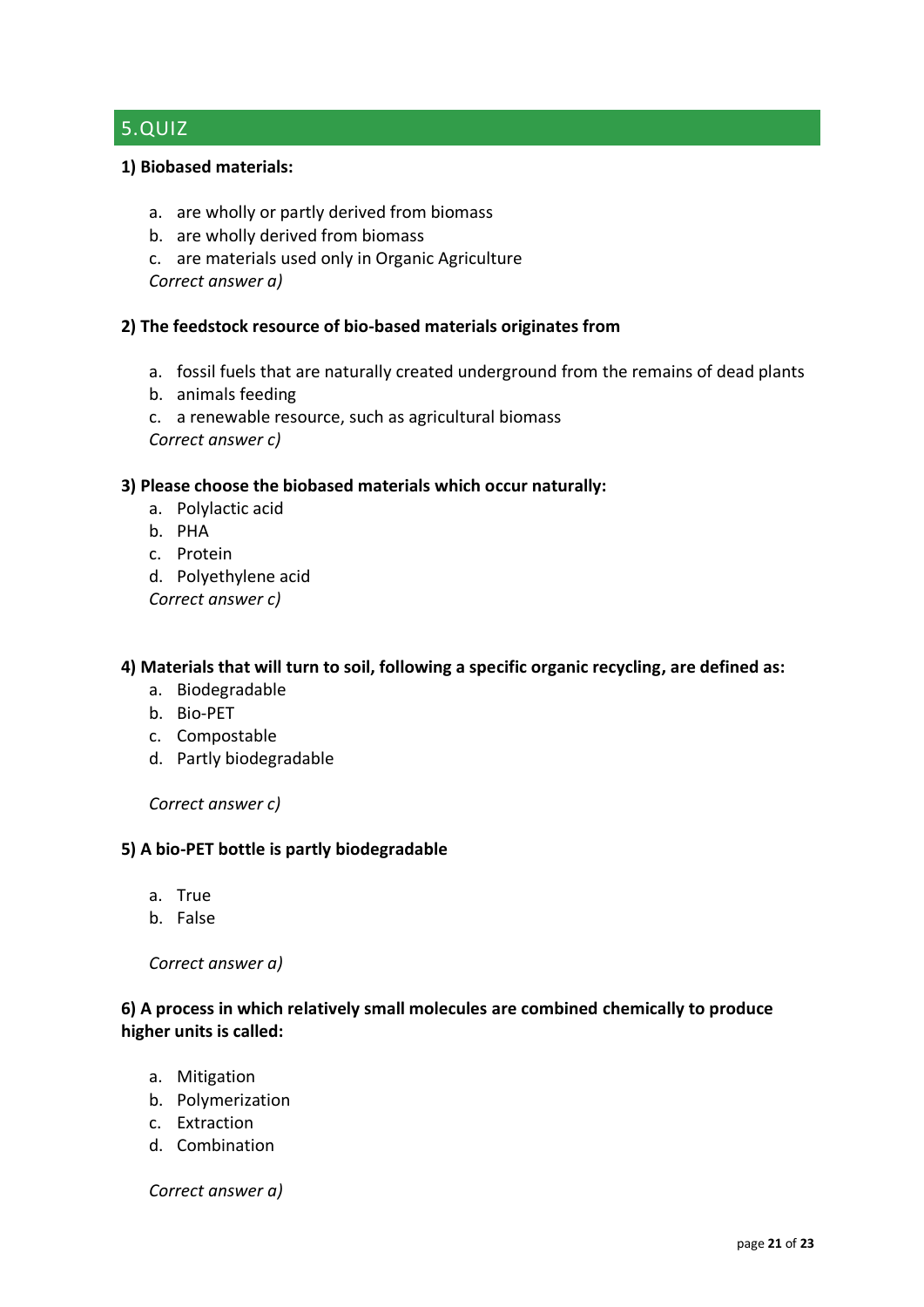## 5. QUIZ

**1) Biobased materials:**

a. are wholly or partly derived from biomass
b. are wholly derived from biomass
c. are materials used only in Organic Agriculture

*Correct answer a)*

**2) The feedstock resource of bio-based materials originates from**

a. fossil fuels that are naturally created underground from the remains of dead plants
b. animals feeding
c. a renewable resource, such as agricultural biomass

*Correct answer c)*

**3) Please choose the biobased materials which occur naturally:**

a. Polylactic acid
b. PHA
c. Protein
d. Polyethylene acid

*Correct answer c)*

**4) Materials that will turn to soil, following a specific organic recycling, are defined as:**

a. Biodegradable
b. Bio-PET
c. Compostable
d. Partly biodegradable

*Correct answer c)*

**5) A bio-PET bottle is partly biodegradable**

a. True
b. False

*Correct answer a)*

**6) A process in which relatively small molecules are combined chemically to produce higher units is called:**

a. Mitigation
b. Polymerization
c. Extraction
d. Combination

*Correct answer a)*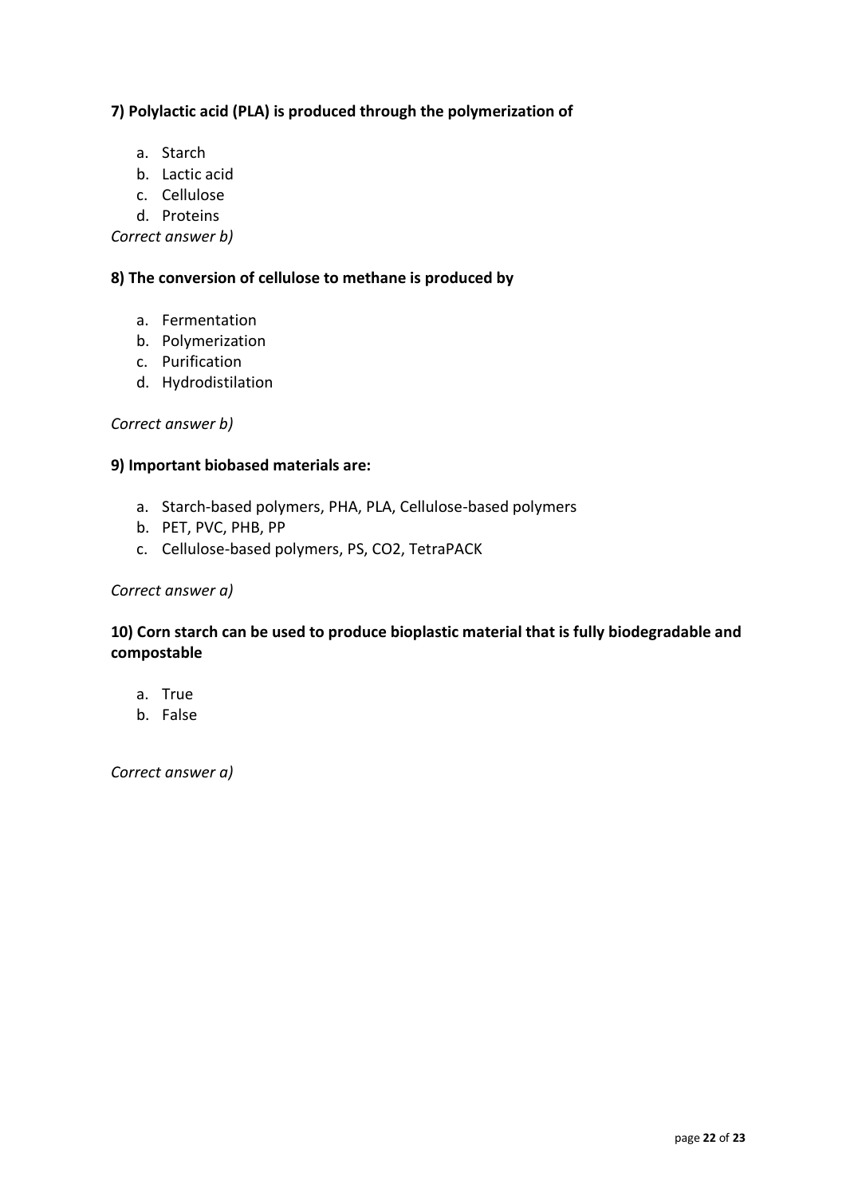**7) Polylactic acid (PLA) is produced through the polymerization of**

a. Starch
b. Lactic acid
c. Cellulose
d. Proteins

*Correct answer b)*

**8) The conversion of cellulose to methane is produced by**

a. Fermentation
b. Polymerization
c. Purification
d. Hydrodistilation

*Correct answer b)*

**9) Important biobased materials are:**

a. Starch-based polymers, PHA, PLA, Cellulose-based polymers
b. PET, PVC, PHB, PP
c. Cellulose-based polymers, PS, $CO_2$, TetraPACK

*Correct answer a)*

**10) Corn starch can be used to produce bioplastic material that is fully biodegradable and compostable**

a. True
b. False

*Correct answer a)*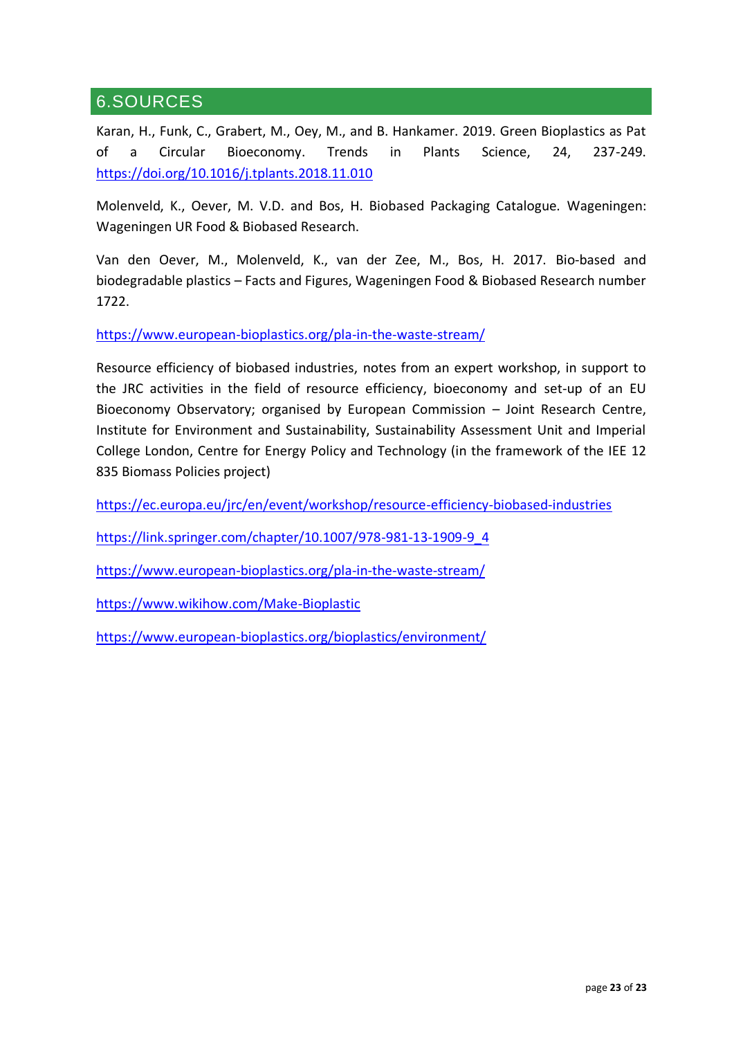# 6.SOURCES

Karan, H., Funk, C., Grabert, M., Oey, M., and B. Hankamer. 2019. Green Bioplastics as Pat of a Circular Bioeconomy. Trends in Plants Science, 24, 237-249. https://doi.org/10.1016/j.tplants.2018.11.010

Molenveld, K., Oever, M. V.D. and Bos, H. Biobased Packaging Catalogue. Wageningen: Wageningen UR Food & Biobased Research.

Van den Oever, M., Molenveld, K., van der Zee, M., Bos, H. 2017. Bio-based and biodegradable plastics – Facts and Figures, Wageningen Food & Biobased Research number 1722.

https://www.european-bioplastics.org/pla-in-the-waste-stream/

Resource efficiency of biobased industries, notes from an expert workshop, in support to the JRC activities in the field of resource efficiency, bioeconomy and set-up of an EU Bioeconomy Observatory; organised by European Commission – Joint Research Centre, Institute for Environment and Sustainability, Sustainability Assessment Unit and Imperial College London, Centre for Energy Policy and Technology (in the framework of the IEE 12 835 Biomass Policies project)

https://ec.europa.eu/jrc/en/event/workshop/resource-efficiency-biobased-industries

https://link.springer.com/chapter/10.1007/978-981-13-1909-9_4

https://www.european-bioplastics.org/pla-in-the-waste-stream/

https://www.wikihow.com/Make-Bioplastic

https://www.european-bioplastics.org/bioplastics/environment/